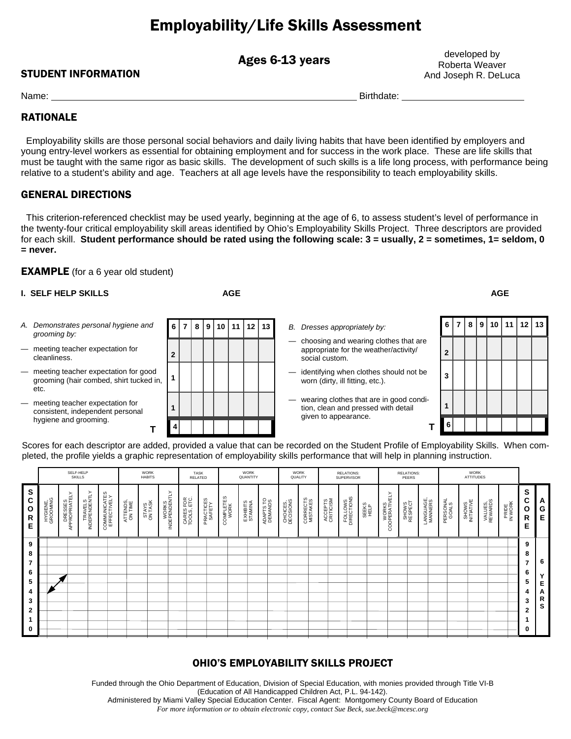# Employability/Life Skills Assessment

## Ages 6-13 years

developed by
Roberta Weaver
And Joseph R. DeLuca

## STUDENT INFORMATION

Name: ______________________________ Birthdate: ____________________

## RATIONALE

Employability skills are those personal social behaviors and daily living habits that have been identified by employers and young entry-level workers as essential for obtaining employment and for success in the work place. These are life skills that must be taught with the same rigor as basic skills. The development of such skills is a life long process, with performance being relative to a student's ability and age. Teachers at all age levels have the responsibility to teach employability skills.

## GENERAL DIRECTIONS

This criterion-referenced checklist may be used yearly, beginning at the age of 6, to assess student's level of performance in the twenty-four critical employability skill areas identified by Ohio's Employability Skills Project. Three descriptors are provided for each skill. **Student performance should be rated using the following scale: 3 = usually, 2 = sometimes, 1= seldom, 0 = never.**

## EXAMPLE (for a 6 year old student)

**I. SELF HELP SKILLS**

*A. Demonstrates personal hygiene and grooming by:*

| | AGE 6 | 7 | 8 | 9 | 10 | 11 | 12 | 13 |
|---|---|---|---|---|---|---|---|---|
| — meeting teacher expectation for cleanliness. | 2 | | | | | | | |
| — meeting teacher expectation for good grooming (hair combed, shirt tucked in, etc. | 1 | | | | | | | |
| — meeting teacher expectation for consistent, independent personal hygiene and grooming. | 1 | | | | | | | |
| **T** | 4 | | | | | | | |

*B. Dresses appropriately by:*

| | AGE 6 | 7 | 8 | 9 | 10 | 11 | 12 | 13 |
|---|---|---|---|---|---|---|---|---|
| — choosing and wearing clothes that are appropriate for the weather/activity/ social custom. | 2 | | | | | | | |
| — identifying when clothes should not be worn (dirty, ill fitting, etc.). | 3 | | | | | | | |
| — wearing clothes that are in good condition, clean and pressed with detail given to appearance. | 1 | | | | | | | |
| **T** | 6 | | | | | | | |

Scores for each descriptor are added, provided a value that can be recorded on the Student Profile of Employability Skills. When completed, the profile yields a graphic representation of employability skills performance that will help in planning instruction.

| SCORE | SELF-HELP SKILLS | | | | WORK HABITS | | | TASK RELATED | | WORK QUANTITY | | | WORK QUALITY | | RELATIONS: SUPERVISOR | | | RELATIONS: PEERS | | | WORK ATTITUDES | | | | SCORE | AGE |
|---|---|---|---|---|---|---|---|---|---|---|---|---|---|---|---|---|---|---|---|---|---|---|---|---|---|---|
| | HYGIENE, GROOMING | DRESSES APPROPRIATELY | TRAVELS INDEPENDENTLY | COMMUNICATES EFFECTIVELY | ATTENDS, ON TIME | STAYS ON TASK | WORKS INDEPENDENTLY | CARES FOR TOOLS, ETC. | PRACTICES SAFETY | COMPLETES WORK | EXHIBITS STAMINA | ADAPTS TO DEMANDS | CHOICES, DECISIONS | CORRECTS MISTAKES | ACCEPTS CRITICISM | FOLLOWS DIRECTIONS | SEEKS HELP | WORKS COOPERATIVELY | SHOWS RESPECT | LANGUAGE, MANNERS | PERSONAL GOALS | SHOWS INITIATIVE | VALUES, REWARDS | PRIDE IN WORK | | |
| 9 | | | | | | | | | | | | | | | | | | | | | | | | | 9 | 6 YEARS |
| 8 | | | | | | | | | | | | | | | | | | | | | | | | | 8 | |
| 7 | | | | | | | | | | | | | | | | | | | | | | | | | 7 | |
| 6 | | 6 | | | | | | | | | | | | | | | | | | | | | | | 6 | |
| 5 | | | | | | | | | | | | | | | | | | | | | | | | | 5 | |
| 4 | 4 | | | | | | | | | | | | | | | | | | | | | | | | 4 | |
| 3 | | | | | | | | | | | | | | | | | | | | | | | | | 3 | |
| 2 | | | | | | | | | | | | | | | | | | | | | | | | | 2 | |
| 1 | | | | | | | | | | | | | | | | | | | | | | | | | 1 | |
| 0 | | | | | | | | | | | | | | | | | | | | | | | | | 0 | |

## OHIO'S EMPLOYABILITY SKILLS PROJECT

Funded through the Ohio Department of Education, Division of Special Education, with monies provided through Title VI-B (Education of All Handicapped Children Act, P.L. 94-142).
Administered by Miami Valley Special Education Center. Fiscal Agent: Montgomery County Board of Education
*For more information or to obtain electronic copy, contact Sue Beck, sue.beck@mcesc.org*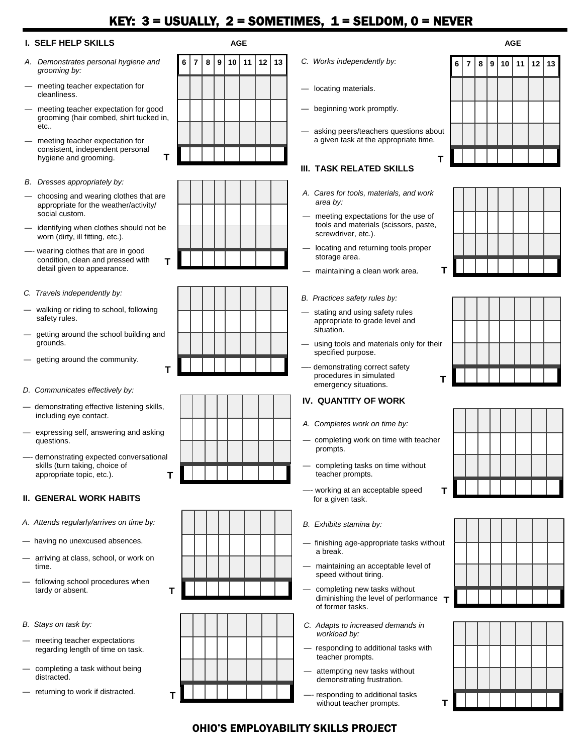# KEY: 3 = USUALLY, 2 = SOMETIMES, 1 = SELDOM, 0 = NEVER

## I. SELF HELP SKILLS

| | 6 | 7 | 8 | 9 | 10 | 11 | 12 | 13 |
|---|---|---|---|---|---|---|---|---|
| *A. Demonstrates personal hygiene and grooming by:* | | | | | | | | |
| — meeting teacher expectation for cleanliness. | | | | | | | | |
| — meeting teacher expectation for good grooming (hair combed, shirt tucked in, etc.. | | | | | | | | |
| — meeting teacher expectation for consistent, independent personal hygiene and grooming. | | | | | | | | |
| **T** | | | | | | | | |
| *B. Dresses appropriately by:* | | | | | | | | |
| — choosing and wearing clothes that are appropriate for the weather/activity/ social custom. | | | | | | | | |
| — identifying when clothes should not be worn (dirty, ill fitting, etc.). | | | | | | | | |
| — wearing clothes that are in good condition, clean and pressed with detail given to appearance. | | | | | | | | |
| **T** | | | | | | | | |
| *C. Travels independently by:* | | | | | | | | |
| — walking or riding to school, following safety rules. | | | | | | | | |
| — getting around the school building and grounds. | | | | | | | | |
| — getting around the community. | | | | | | | | |
| **T** | | | | | | | | |
| *D. Communicates effectively by:* | | | | | | | | |
| — demonstrating effective listening skills, including eye contact. | | | | | | | | |
| — expressing self, answering and asking questions. | | | | | | | | |
| — demonstrating expected conversational skills (turn taking, choice of appropriate topic, etc.). | | | | | | | | |
| **T** | | | | | | | | |

## II. GENERAL WORK HABITS

| | 6 | 7 | 8 | 9 | 10 | 11 | 12 | 13 |
|---|---|---|---|---|---|---|---|---|
| *A. Attends regularly/arrives on time by:* | | | | | | | | |
| — having no unexcused absences. | | | | | | | | |
| — arriving at class, school, or work on time. | | | | | | | | |
| — following school procedures when tardy or absent. | | | | | | | | |
| **T** | | | | | | | | |
| *B. Stays on task by:* | | | | | | | | |
| — meeting teacher expectations regarding length of time on task. | | | | | | | | |
| — completing a task without being distracted. | | | | | | | | |
| — returning to work if distracted. | | | | | | | | |
| **T** | | | | | | | | |
| *C. Works independently by:* | | | | | | | | |
| — locating materials. | | | | | | | | |
| — beginning work promptly. | | | | | | | | |
| — asking peers/teachers questions about a given task at the appropriate time. | | | | | | | | |
| **T** | | | | | | | | |

## III. TASK RELATED SKILLS

| | 6 | 7 | 8 | 9 | 10 | 11 | 12 | 13 |
|---|---|---|---|---|---|---|---|---|
| *A. Cares for tools, materials, and work area by:* | | | | | | | | |
| — meeting expectations for the use of tools and materials (scissors, paste, screwdriver, etc.). | | | | | | | | |
| — locating and returning tools proper storage area. | | | | | | | | |
| — maintaining a clean work area. | | | | | | | | |
| **T** | | | | | | | | |
| *B. Practices safety rules by:* | | | | | | | | |
| — stating and using safety rules appropriate to grade level and situation. | | | | | | | | |
| — using tools and materials only for their specified purpose. | | | | | | | | |
| — demonstrating correct safety procedures in simulated emergency situations. | | | | | | | | |
| **T** | | | | | | | | |

## IV. QUANTITY OF WORK

| | 6 | 7 | 8 | 9 | 10 | 11 | 12 | 13 |
|---|---|---|---|---|---|---|---|---|
| *A. Completes work on time by:* | | | | | | | | |
| — completing work on time with teacher prompts. | | | | | | | | |
| — completing tasks on time without teacher prompts. | | | | | | | | |
| — working at an acceptable speed for a given task. | | | | | | | | |
| **T** | | | | | | | | |
| *B. Exhibits stamina by:* | | | | | | | | |
| — finishing age-appropriate tasks without a break. | | | | | | | | |
| — maintaining an acceptable level of speed without tiring. | | | | | | | | |
| — completing new tasks without diminishing the level of performance of former tasks. | | | | | | | | |
| **T** | | | | | | | | |
| *C. Adapts to increased demands in workload by:* | | | | | | | | |
| — responding to additional tasks with teacher prompts. | | | | | | | | |
| — attempting new tasks without demonstrating frustration. | | | | | | | | |
| — responding to additional tasks without teacher prompts. | | | | | | | | |
| **T** | | | | | | | | |

OHIO'S EMPLOYABILITY SKILLS PROJECT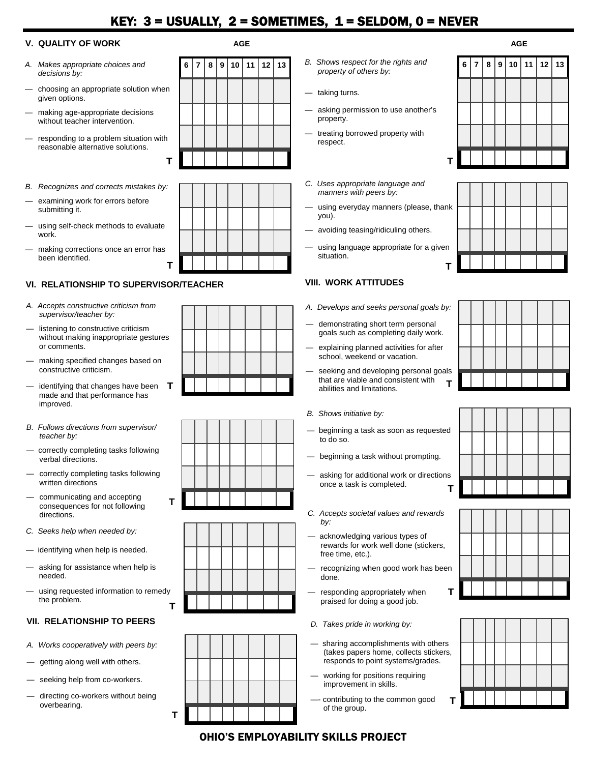# KEY: 3 = USUALLY, 2 = SOMETIMES, 1 = SELDOM, 0 = NEVER

## V. QUALITY OF WORK

| A. *Makes appropriate choices and decisions by:* | 6 | 7 | 8 | 9 | 10 | 11 | 12 | 13 |
|---|---|---|---|---|---|---|---|---|
| — choosing an appropriate solution when given options. | | | | | | | | |
| — making age-appropriate decisions without teacher intervention. | | | | | | | | |
| — responding to a problem situation with reasonable alternative solutions. | | | | | | | | |
| **T** | | | | | | | | |

| B. *Recognizes and corrects mistakes by:* | 6 | 7 | 8 | 9 | 10 | 11 | 12 | 13 |
|---|---|---|---|---|---|---|---|---|
| — examining work for errors before submitting it. | | | | | | | | |
| — using self-check methods to evaluate work. | | | | | | | | |
| — making corrections once an error has been identified. | | | | | | | | |
| **T** | | | | | | | | |

## VI. RELATIONSHIP TO SUPERVISOR/TEACHER

| A. *Accepts constructive criticism from supervisor/teacher by:* | 6 | 7 | 8 | 9 | 10 | 11 | 12 | 13 |
|---|---|---|---|---|---|---|---|---|
| — listening to constructive criticism without making inappropriate gestures or comments. | | | | | | | | |
| — making specified changes based on constructive criticism. | | | | | | | | |
| — identifying that changes have been made and that performance has improved. | | | | | | | | |
| **T** | | | | | | | | |

| B. *Follows directions from supervisor/teacher by:* | 6 | 7 | 8 | 9 | 10 | 11 | 12 | 13 |
|---|---|---|---|---|---|---|---|---|
| — correctly completing tasks following verbal directions. | | | | | | | | |
| — correctly completing tasks following written directions | | | | | | | | |
| — communicating and accepting consequences for not following directions. | | | | | | | | |
| **T** | | | | | | | | |

| C. *Seeks help when needed by:* | 6 | 7 | 8 | 9 | 10 | 11 | 12 | 13 |
|---|---|---|---|---|---|---|---|---|
| — identifying when help is needed. | | | | | | | | |
| — asking for assistance when help is needed. | | | | | | | | |
| — using requested information to remedy the problem. | | | | | | | | |
| **T** | | | | | | | | |

## VII. RELATIONSHIP TO PEERS

| A. *Works cooperatively with peers by:* | 6 | 7 | 8 | 9 | 10 | 11 | 12 | 13 |
|---|---|---|---|---|---|---|---|---|
| — getting along well with others. | | | | | | | | |
| — seeking help from co-workers. | | | | | | | | |
| — directing co-workers without being overbearing. | | | | | | | | |
| **T** | | | | | | | | |

| B. *Shows respect for the rights and property of others by:* | 6 | 7 | 8 | 9 | 10 | 11 | 12 | 13 |
|---|---|---|---|---|---|---|---|---|
| — taking turns. | | | | | | | | |
| — asking permission to use another's property. | | | | | | | | |
| — treating borrowed property with respect. | | | | | | | | |
| **T** | | | | | | | | |

| C. *Uses appropriate language and manners with peers by:* | 6 | 7 | 8 | 9 | 10 | 11 | 12 | 13 |
|---|---|---|---|---|---|---|---|---|
| — using everyday manners (please, thank you). | | | | | | | | |
| — avoiding teasing/ridiculing others. | | | | | | | | |
| — using language appropriate for a given situation. | | | | | | | | |
| **T** | | | | | | | | |

## VIII. WORK ATTITUDES

| A. *Develops and seeks personal goals by:* | 6 | 7 | 8 | 9 | 10 | 11 | 12 | 13 |
|---|---|---|---|---|---|---|---|---|
| — demonstrating short term personal goals such as completing daily work. | | | | | | | | |
| — explaining planned activities for after school, weekend or vacation. | | | | | | | | |
| — seeking and developing personal goals that are viable and consistent with abilities and limitations. | | | | | | | | |
| **T** | | | | | | | | |

| B. *Shows initiative by:* | 6 | 7 | 8 | 9 | 10 | 11 | 12 | 13 |
|---|---|---|---|---|---|---|---|---|
| — beginning a task as soon as requested to do so. | | | | | | | | |
| — beginning a task without prompting. | | | | | | | | |
| — asking for additional work or directions once a task is completed. | | | | | | | | |
| **T** | | | | | | | | |

| C. *Accepts societal values and rewards by:* | 6 | 7 | 8 | 9 | 10 | 11 | 12 | 13 |
|---|---|---|---|---|---|---|---|---|
| — acknowledging various types of rewards for work well done (stickers, free time, etc.). | | | | | | | | |
| — recognizing when good work has been done. | | | | | | | | |
| — responding appropriately when praised for doing a good job. | | | | | | | | |
| **T** | | | | | | | | |

| D. *Takes pride in working by:* | 6 | 7 | 8 | 9 | 10 | 11 | 12 | 13 |
|---|---|---|---|---|---|---|---|---|
| — sharing accomplishments with others (takes papers home, collects stickers, responds to point systems/grades. | | | | | | | | |
| — working for positions requiring improvement in skills. | | | | | | | | |
| — contributing to the common good of the group. | | | | | | | | |
| **T** | | | | | | | | |

OHIO'S EMPLOYABILITY SKILLS PROJECT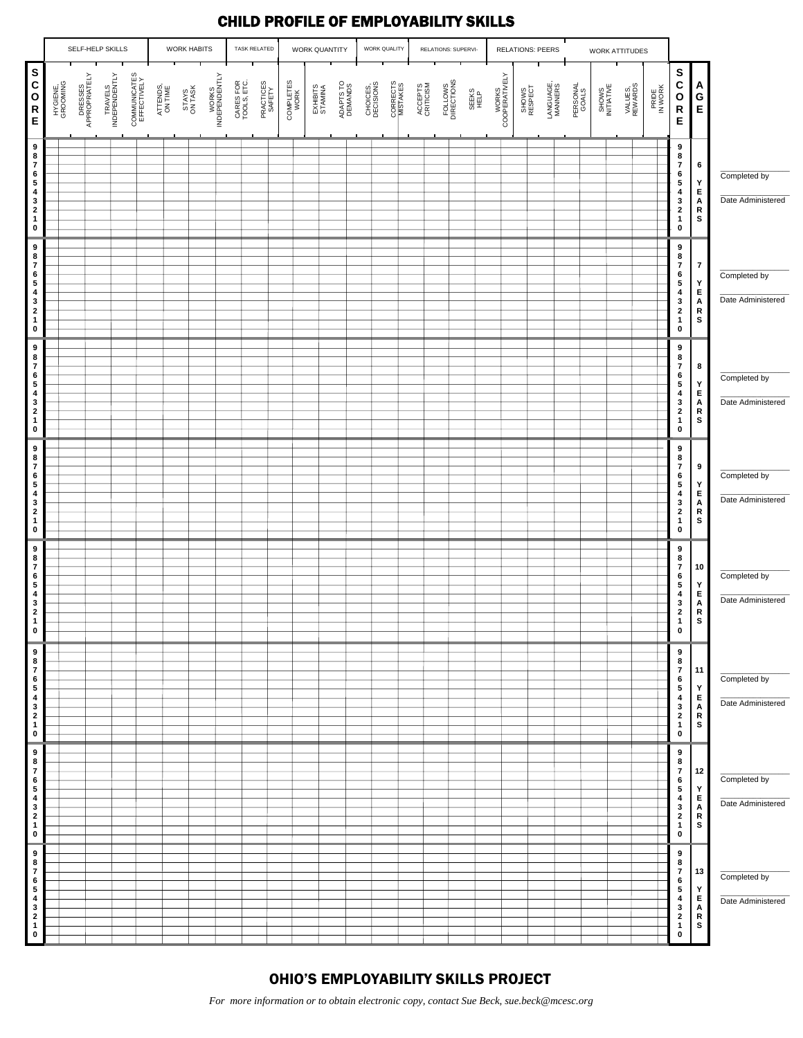# CHILD PROFILE OF EMPLOYABILITY SKILLS

| SCORE | SELF-HELP SKILLS | | | | WORK HABITS | | | TASK RELATED | | WORK QUANTITY | | | WORK QUALITY | | RELATIONS: SUPERVI- | | | RELATIONS: PEERS | | | | WORK ATTITUDES | | | SCORE | AGE | |
|---|---|---|---|---|---|---|---|---|---|---|---|---|---|---|---|---|---|---|---|---|---|---|---|---|---|---|---|
| | HYGIENE, GROOMING | DRESSES APPROPRIATELY | TRAVELS INDEPENDENTLY | COMMUNICATES EFFECTIVELY | ATTENDS, ON TIME | STAYS ON TASK | WORKS INDEPENDENTLY | CARES FOR TOOLS, ETC. | PRACTICES SAFETY | COMPLETES WORK | EXHIBITS STAMINA | ADAPTS TO DEMANDS | CHOICES, DECISIONS | CORRECTS MISTAKES | ACCEPTS CRITICISM | FOLLOWS DIRECTIONS | SEEKS HELP | WORKS COOPERATIVELY | SHOWS RESPECT | LANGUAGE, MANNERS | PERSONAL GOALS | SHOWS INITIATIVE | VALUES, REWARDS | PRIDE IN WORK | | | |
| 9 8 7 6 5 4 3 2 1 0 | | | | | | | | | | | | | | | | | | | | | | | | | 9 8 7 6 5 4 3 2 1 0 | 6 YEARS | Completed by ______ Date Administered ______ |
| 9 8 7 6 5 4 3 2 1 0 | | | | | | | | | | | | | | | | | | | | | | | | | 9 8 7 6 5 4 3 2 1 0 | 7 YEARS | Completed by ______ Date Administered ______ |
| 9 8 7 6 5 4 3 2 1 0 | | | | | | | | | | | | | | | | | | | | | | | | | 9 8 7 6 5 4 3 2 1 0 | 8 YEARS | Completed by ______ Date Administered ______ |
| 9 8 7 6 5 4 3 2 1 0 | | | | | | | | | | | | | | | | | | | | | | | | | 9 8 7 6 5 4 3 2 1 0 | 9 YEARS | Completed by ______ Date Administered ______ |
| 9 8 7 6 5 4 3 2 1 0 | | | | | | | | | | | | | | | | | | | | | | | | | 9 8 7 6 5 4 3 2 1 0 | 10 YEARS | Completed by ______ Date Administered ______ |
| 9 8 7 6 5 4 3 2 1 0 | | | | | | | | | | | | | | | | | | | | | | | | | 9 8 7 6 5 4 3 2 1 0 | 11 YEARS | Completed by ______ Date Administered ______ |
| 9 8 7 6 5 4 3 2 1 0 | | | | | | | | | | | | | | | | | | | | | | | | | 9 8 7 6 5 4 3 2 1 0 | 12 YEARS | Completed by ______ Date Administered ______ |
| 9 8 7 6 5 4 3 2 1 0 | | | | | | | | | | | | | | | | | | | | | | | | | 9 8 7 6 5 4 3 2 1 0 | 13 YEARS | Completed by ______ Date Administered ______ |

## OHIO'S EMPLOYABILITY SKILLS PROJECT

*For more information or to obtain electronic copy, contact Sue Beck, sue.beck@mcesc.org*